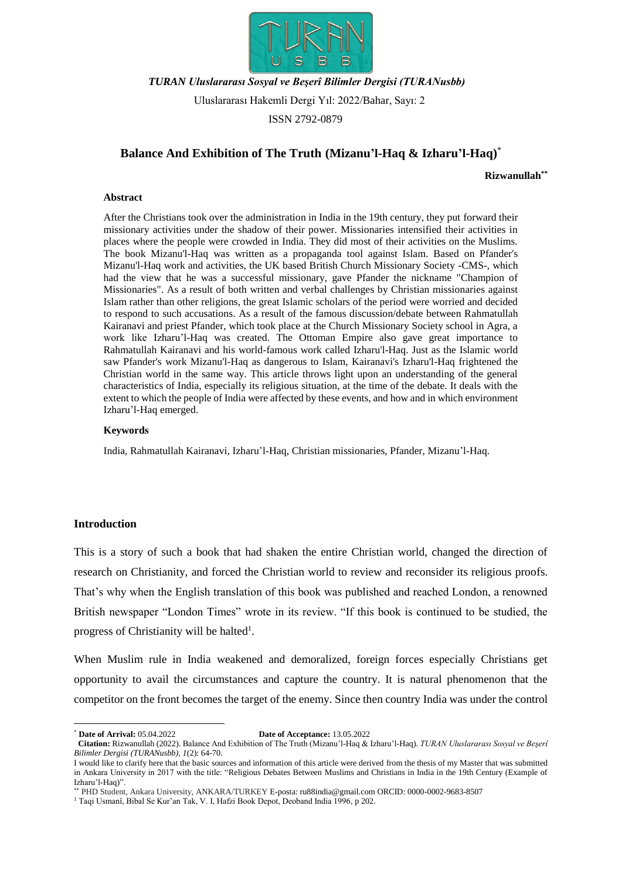*TURAN Uluslararası Sosyal ve Beşerî Bilimler Dergisi (TURANusbb)*

Uluslararası Hakemli Dergi Yıl: 2022/Bahar, Sayı: 2

ISSN 2792-0879

# Balance And Exhibition of The Truth (Mizanu'l-Haq & Izharu'l-Haq)[*]

**Rizwanullah[**]**

### Abstract

After the Christians took over the administration in India in the 19th century, they put forward their missionary activities under the shadow of their power. Missionaries intensified their activities in places where the people were crowded in India. They did most of their activities on the Muslims. The book Mizanu'l-Haq was written as a propaganda tool against Islam. Based on Pfander's Mizanu'l-Haq work and activities, the UK based British Church Missionary Society -CMS-, which had the view that he was a successful missionary, gave Pfander the nickname "Champion of Missionaries". As a result of both written and verbal challenges by Christian missionaries against Islam rather than other religions, the great Islamic scholars of the period were worried and decided to respond to such accusations. As a result of the famous discussion/debate between Rahmatullah Kairanavi and priest Pfander, which took place at the Church Missionary Society school in Agra, a work like Izharu'l-Haq was created. The Ottoman Empire also gave great importance to Rahmatullah Kairanavi and his world-famous work called Izharu'l-Haq. Just as the Islamic world saw Pfander's work Mizanu'l-Haq as dangerous to Islam, Kairanavi's Izharu'l-Haq frightened the Christian world in the same way. This article throws light upon an understanding of the general characteristics of India, especially its religious situation, at the time of the debate. It deals with the extent to which the people of India were affected by these events, and how and in which environment Izharu'l-Haq emerged.

### Keywords

India, Rahmatullah Kairanavi, Izharu'l-Haq, Christian missionaries, Pfander, Mizanu'l-Haq.

## Introduction

This is a story of such a book that had shaken the entire Christian world, changed the direction of research on Christianity, and forced the Christian world to review and reconsider its religious proofs. That's why when the English translation of this book was published and reached London, a renowned British newspaper "London Times" wrote in its review. "If this book is continued to be studied, the progress of Christianity will be halted[1].

When Muslim rule in India weakened and demoralized, foreign forces especially Christians get opportunity to avail the circumstances and capture the country. It is natural phenomenon that the competitor on the front becomes the target of the enemy. Since then country India was under the control

---

[*] **Date of Arrival:** 05.04.2022 **Date of Acceptance:** 13.05.2022

**Citation:** Rizwanullah (2022). Balance And Exhibition of The Truth (Mizanu'l-Haq & Izharu'l-Haq). *TURAN Uluslararası Sosyal ve Beşerî Bilimler Dergisi (TURANusbb)*, *1*(2): 64-70.

I would like to clarify here that the basic sources and information of this article were derived from the thesis of my Master that was submitted in Ankara University in 2017 with the title: "Religious Debates Between Muslims and Christians in India in the 19th Century (Example of Izharu'l-Haq)".

[**] PHD Student, Ankara University, ANKARA/TURKEY E-posta: ru88india@gmail.com ORCID: 0000-0002-9683-8507

[1] Taqi Usmanî, Bibal Se Kur'an Tak, V. I, Hafzi Book Depot, Deoband India 1996, p 202.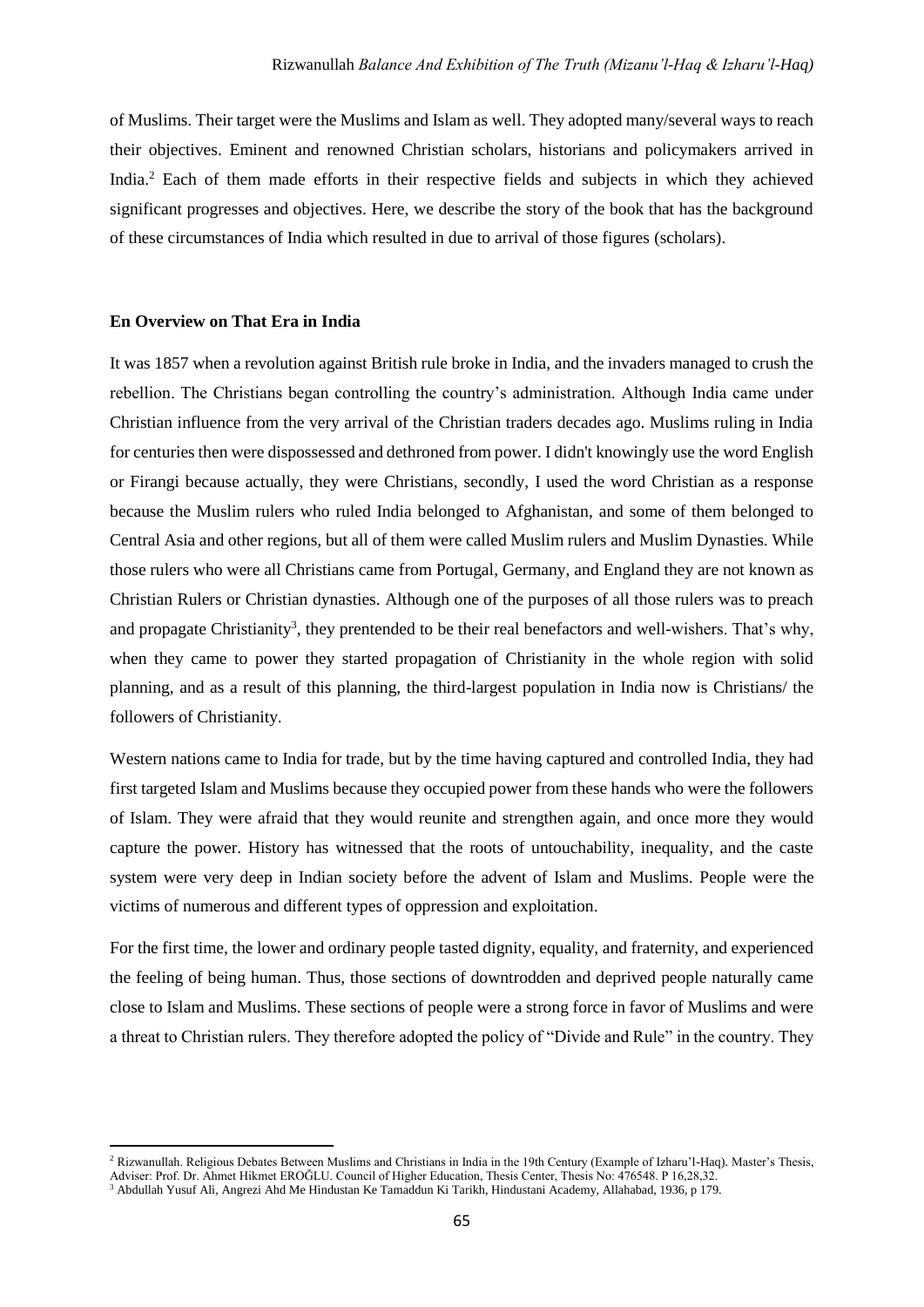of Muslims. Their target were the Muslims and Islam as well. They adopted many/several ways to reach their objectives. Eminent and renowned Christian scholars, historians and policymakers arrived in India.[2] Each of them made efforts in their respective fields and subjects in which they achieved significant progresses and objectives. Here, we describe the story of the book that has the background of these circumstances of India which resulted in due to arrival of those figures (scholars).

**En Overview on That Era in India**

It was 1857 when a revolution against British rule broke in India, and the invaders managed to crush the rebellion. The Christians began controlling the country's administration. Although India came under Christian influence from the very arrival of the Christian traders decades ago. Muslims ruling in India for centuries then were dispossessed and dethroned from power. I didn't knowingly use the word English or Firangi because actually, they were Christians, secondly, I used the word Christian as a response because the Muslim rulers who ruled India belonged to Afghanistan, and some of them belonged to Central Asia and other regions, but all of them were called Muslim rulers and Muslim Dynasties. While those rulers who were all Christians came from Portugal, Germany, and England they are not known as Christian Rulers or Christian dynasties. Although one of the purposes of all those rulers was to preach and propagate Christianity[3], they prentended to be their real benefactors and well-wishers. That's why, when they came to power they started propagation of Christianity in the whole region with solid planning, and as a result of this planning, the third-largest population in India now is Christians/ the followers of Christianity.

Western nations came to India for trade, but by the time having captured and controlled India, they had first targeted Islam and Muslims because they occupied power from these hands who were the followers of Islam. They were afraid that they would reunite and strengthen again, and once more they would capture the power. History has witnessed that the roots of untouchability, inequality, and the caste system were very deep in Indian society before the advent of Islam and Muslims. People were the victims of numerous and different types of oppression and exploitation.

For the first time, the lower and ordinary people tasted dignity, equality, and fraternity, and experienced the feeling of being human. Thus, those sections of downtrodden and deprived people naturally came close to Islam and Muslims. These sections of people were a strong force in favor of Muslims and were a threat to Christian rulers. They therefore adopted the policy of "Divide and Rule" in the country. They

---

[2] Rizwanullah. Religious Debates Between Muslims and Christians in India in the 19th Century (Example of Izharu'l-Haq). Master's Thesis, Adviser: Prof. Dr. Ahmet Hikmet EROĞLU. Council of Higher Education, Thesis Center, Thesis No: 476548. P 16,28,32.

[3] Abdullah Yusuf Ali, Angrezi Ahd Me Hindustan Ke Tamaddun Ki Tarikh, Hindustani Academy, Allahabad, 1936, p 179.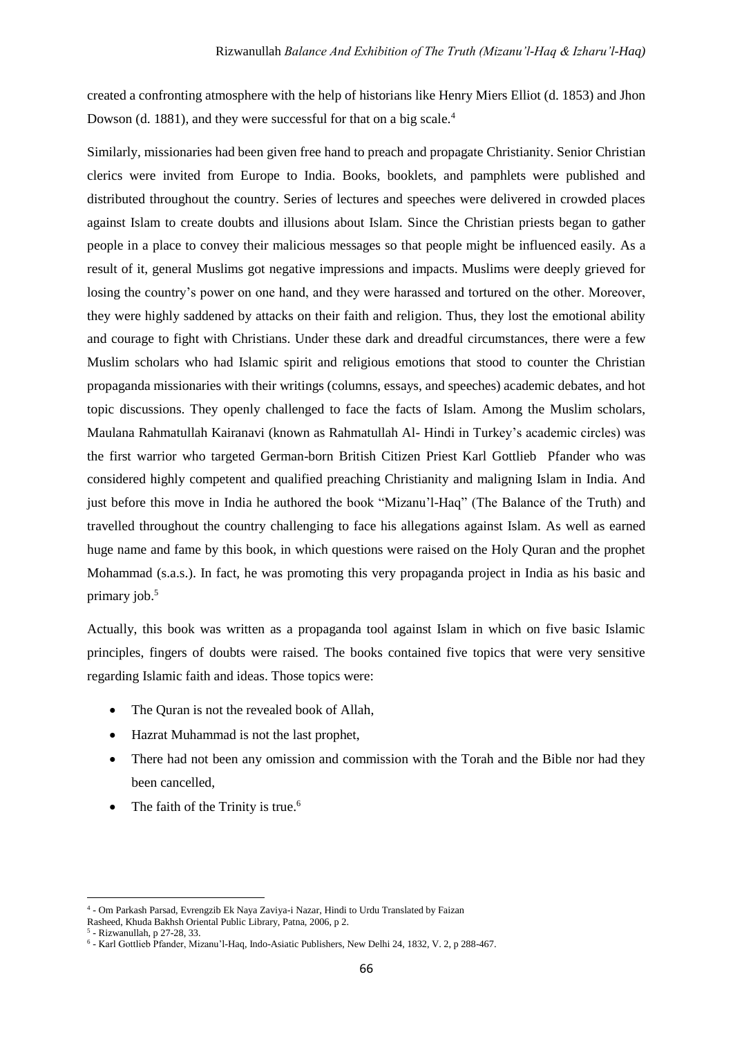created a confronting atmosphere with the help of historians like Henry Miers Elliot (d. 1853) and Jhon Dowson (d. 1881), and they were successful for that on a big scale.[4]

Similarly, missionaries had been given free hand to preach and propagate Christianity. Senior Christian clerics were invited from Europe to India. Books, booklets, and pamphlets were published and distributed throughout the country. Series of lectures and speeches were delivered in crowded places against Islam to create doubts and illusions about Islam. Since the Christian priests began to gather people in a place to convey their malicious messages so that people might be influenced easily. As a result of it, general Muslims got negative impressions and impacts. Muslims were deeply grieved for losing the country's power on one hand, and they were harassed and tortured on the other. Moreover, they were highly saddened by attacks on their faith and religion. Thus, they lost the emotional ability and courage to fight with Christians. Under these dark and dreadful circumstances, there were a few Muslim scholars who had Islamic spirit and religious emotions that stood to counter the Christian propaganda missionaries with their writings (columns, essays, and speeches) academic debates, and hot topic discussions. They openly challenged to face the facts of Islam. Among the Muslim scholars, Maulana Rahmatullah Kairanavi (known as Rahmatullah Al- Hindi in Turkey's academic circles) was the first warrior who targeted German-born British Citizen Priest Karl Gottlieb Pfander who was considered highly competent and qualified preaching Christianity and maligning Islam in India. And just before this move in India he authored the book "Mizanu'l-Haq" (The Balance of the Truth) and travelled throughout the country challenging to face his allegations against Islam. As well as earned huge name and fame by this book, in which questions were raised on the Holy Quran and the prophet Mohammad (s.a.s.). In fact, he was promoting this very propaganda project in India as his basic and primary job.[5]

Actually, this book was written as a propaganda tool against Islam in which on five basic Islamic principles, fingers of doubts were raised. The books contained five topics that were very sensitive regarding Islamic faith and ideas. Those topics were:

- The Quran is not the revealed book of Allah,
- Hazrat Muhammad is not the last prophet,
- There had not been any omission and commission with the Torah and the Bible nor had they been cancelled,
- The faith of the Trinity is true.[6]

---

[4] - Om Parkash Parsad, Evrengzib Ek Naya Zaviya-i Nazar, Hindi to Urdu Translated by Faizan Rasheed, Khuda Bakhsh Oriental Public Library, Patna, 2006, p 2.

[5] - Rizwanullah, p 27-28, 33.

[6] - Karl Gottlieb Pfander, Mizanu'l-Haq, Indo-Asiatic Publishers, New Delhi 24, 1832, V. 2, p 288-467.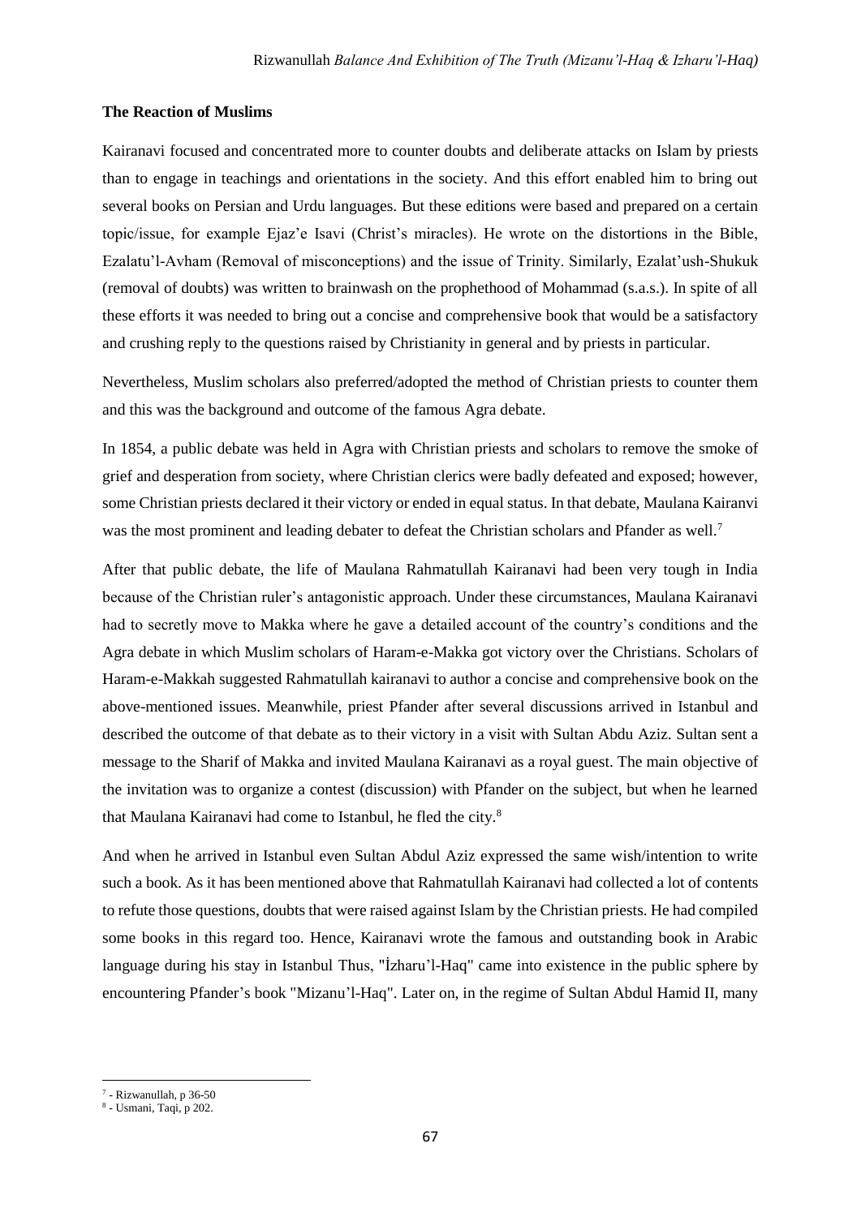**The Reaction of Muslims**

Kairanavi focused and concentrated more to counter doubts and deliberate attacks on Islam by priests than to engage in teachings and orientations in the society. And this effort enabled him to bring out several books on Persian and Urdu languages. But these editions were based and prepared on a certain topic/issue, for example Ejaz'e Isavi (Christ's miracles). He wrote on the distortions in the Bible, Ezalatu'l-Avham (Removal of misconceptions) and the issue of Trinity. Similarly, Ezalat'ush-Shukuk (removal of doubts) was written to brainwash on the prophethood of Mohammad (s.a.s.). In spite of all these efforts it was needed to bring out a concise and comprehensive book that would be a satisfactory and crushing reply to the questions raised by Christianity in general and by priests in particular.

Nevertheless, Muslim scholars also preferred/adopted the method of Christian priests to counter them and this was the background and outcome of the famous Agra debate.

In 1854, a public debate was held in Agra with Christian priests and scholars to remove the smoke of grief and desperation from society, where Christian clerics were badly defeated and exposed; however, some Christian priests declared it their victory or ended in equal status. In that debate, Maulana Kairanvi was the most prominent and leading debater to defeat the Christian scholars and Pfander as well.[7]

After that public debate, the life of Maulana Rahmatullah Kairanavi had been very tough in India because of the Christian ruler's antagonistic approach. Under these circumstances, Maulana Kairanavi had to secretly move to Makka where he gave a detailed account of the country's conditions and the Agra debate in which Muslim scholars of Haram-e-Makka got victory over the Christians. Scholars of Haram-e-Makkah suggested Rahmatullah kairanavi to author a concise and comprehensive book on the above-mentioned issues. Meanwhile, priest Pfander after several discussions arrived in Istanbul and described the outcome of that debate as to their victory in a visit with Sultan Abdu Aziz. Sultan sent a message to the Sharif of Makka and invited Maulana Kairanavi as a royal guest. The main objective of the invitation was to organize a contest (discussion) with Pfander on the subject, but when he learned that Maulana Kairanavi had come to Istanbul, he fled the city.[8]

And when he arrived in Istanbul even Sultan Abdul Aziz expressed the same wish/intention to write such a book. As it has been mentioned above that Rahmatullah Kairanavi had collected a lot of contents to refute those questions, doubts that were raised against Islam by the Christian priests. He had compiled some books in this regard too. Hence, Kairanavi wrote the famous and outstanding book in Arabic language during his stay in Istanbul Thus, "İzharu'l-Haq" came into existence in the public sphere by encountering Pfander's book "Mizanu'l-Haq". Later on, in the regime of Sultan Abdul Hamid II, many

---

[7] - Rizwanullah, p 36-50

[8] - Usmani, Taqi, p 202.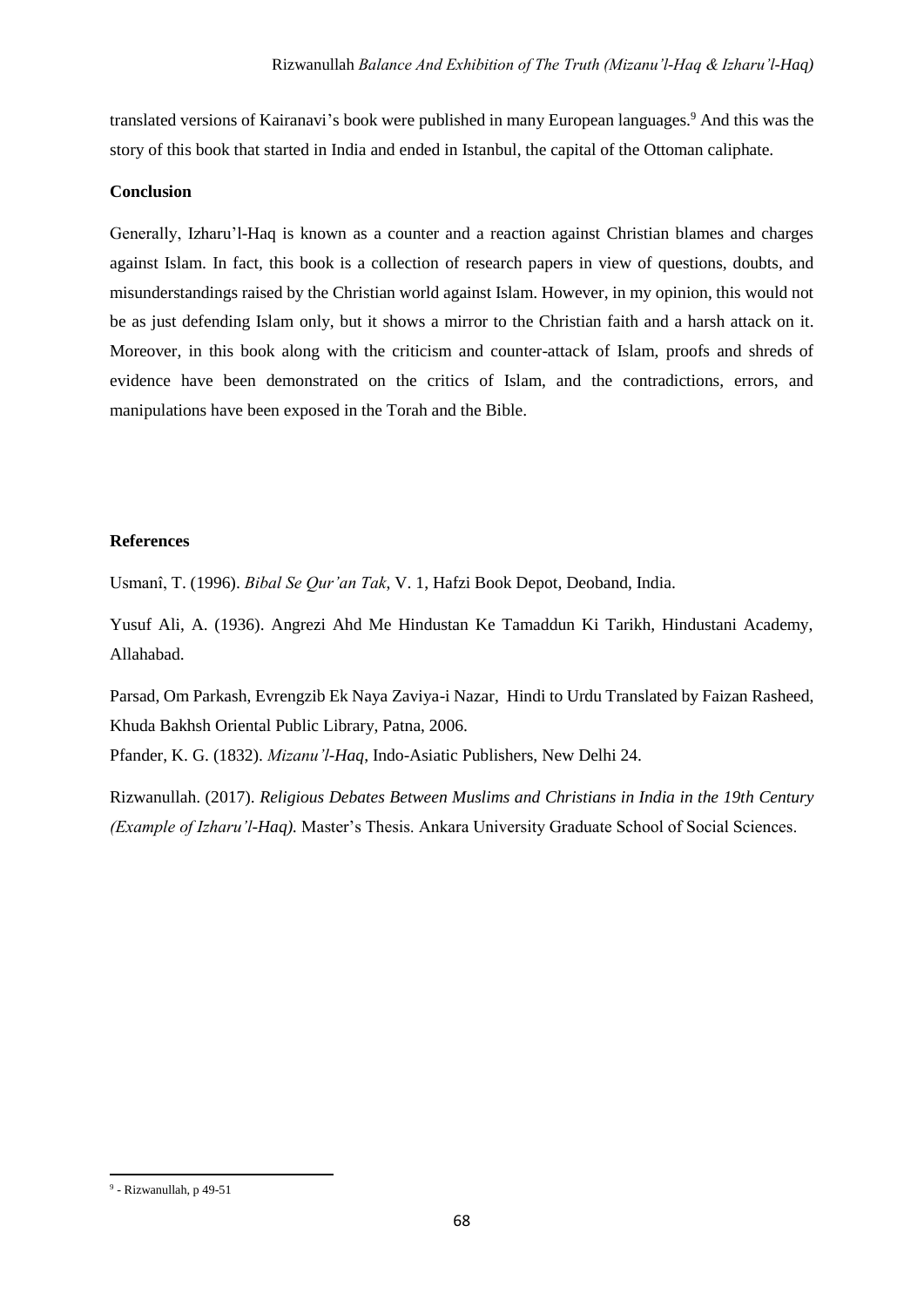translated versions of Kairanavi's book were published in many European languages.[9] And this was the story of this book that started in India and ended in Istanbul, the capital of the Ottoman caliphate.

## Conclusion

Generally, Izharu'l-Haq is known as a counter and a reaction against Christian blames and charges against Islam. In fact, this book is a collection of research papers in view of questions, doubts, and misunderstandings raised by the Christian world against Islam. However, in my opinion, this would not be as just defending Islam only, but it shows a mirror to the Christian faith and a harsh attack on it. Moreover, in this book along with the criticism and counter-attack of Islam, proofs and shreds of evidence have been demonstrated on the critics of Islam, and the contradictions, errors, and manipulations have been exposed in the Torah and the Bible.

## References

Usmanî, T. (1996). *Bibal Se Qur'an Tak*, V. 1, Hafzi Book Depot, Deoband, India.

Yusuf Ali, A. (1936). Angrezi Ahd Me Hindustan Ke Tamaddun Ki Tarikh, Hindustani Academy, Allahabad.

Parsad, Om Parkash, Evrengzib Ek Naya Zaviya-i Nazar, Hindi to Urdu Translated by Faizan Rasheed, Khuda Bakhsh Oriental Public Library, Patna, 2006.

Pfander, K. G. (1832). *Mizanu'l-Haq*, Indo-Asiatic Publishers, New Delhi 24.

Rizwanullah. (2017). *Religious Debates Between Muslims and Christians in India in the 19th Century (Example of Izharu'l-Haq).* Master's Thesis. Ankara University Graduate School of Social Sciences.

---

[9] - Rizwanullah, p 49-51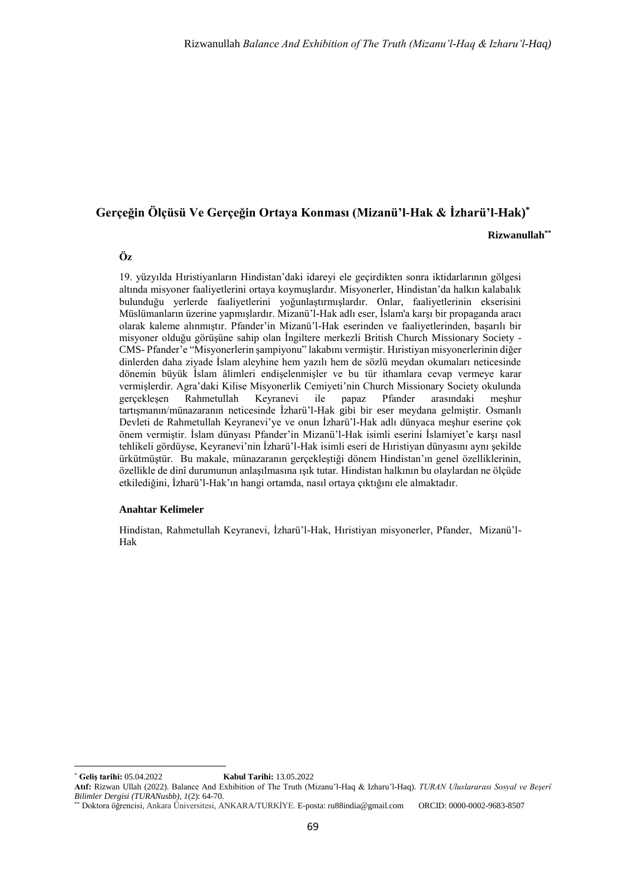# Gerçeğin Ölçüsü Ve Gerçeğin Ortaya Konması (Mizanü'l-Hak & İzharü'l-Hak)[*]

**Rizwanullah[**]**

## Öz

19. yüzyılda Hıristiyanların Hindistan'daki idareyi ele geçirdikten sonra iktidarlarının gölgesi altında misyoner faaliyetlerini ortaya koymuşlardır. Misyonerler, Hindistan'da halkın kalabalık bulunduğu yerlerde faaliyetlerini yoğunlaştırmışlardır. Onlar, faaliyetlerinin ekserisini Müslümanların üzerine yapmışlardır. Mizanü'l-Hak adlı eser, İslam'a karşı bir propaganda aracı olarak kaleme alınmıştır. Pfander'in Mizanü'l-Hak eserinden ve faaliyetlerinden, başarılı bir misyoner olduğu görüşüne sahip olan İngiltere merkezli British Church Missionary Society - CMS- Pfander'e "Misyonerlerin şampiyonu" lakabını vermiştir. Hıristiyan misyonerlerinin diğer dinlerden daha ziyade İslam aleyhine hem yazılı hem de sözlü meydan okumaları neticesinde dönemin büyük İslam âlimleri endişelenmişler ve bu tür ithamlara cevap vermeye karar vermişlerdir. Agra'daki Kilise Misyonerlik Cemiyeti'nin Church Missionary Society okulunda gerçekleşen Rahmetullah Keyranevi ile papaz Pfander arasındaki meşhur tartışmanın/münazaranın neticesinde İzharü'l-Hak gibi bir eser meydana gelmiştir. Osmanlı Devleti de Rahmetullah Keyranevi'ye ve onun İzharü'l-Hak adlı dünyaca meşhur eserine çok önem vermiştir. İslam dünyası Pfander'in Mizanü'l-Hak isimli eserini İslamiyet'e karşı nasıl tehlikeli gördüyse, Keyranevi'nin İzharü'l-Hak isimli eseri de Hıristiyan dünyasını aynı şekilde ürkütmüştür. Bu makale, münazaranın gerçekleştiği dönem Hindistan'ın genel özelliklerinin, özellikle de dinî durumunun anlaşılmasına ışık tutar. Hindistan halkının bu olaylardan ne ölçüde etkilediğini, İzharü'l-Hak'ın hangi ortamda, nasıl ortaya çıktığını ele almaktadır.

### Anahtar Kelimeler

Hindistan, Rahmetullah Keyranevi, İzharü'l-Hak, Hıristiyan misyonerler, Pfander, Mizanü'l-Hak

---

[*] **Geliş tarihi:** 05.04.2022 **Kabul Tarihi:** 13.05.2022

**Atıf:** Rizwan Ullah (2022). Balance And Exhibition of The Truth (Mizanu'l-Haq & Izharu'l-Haq). *TURAN Uluslararası Sosyal ve Beşerî Bilimler Dergisi (TURANusbb)*, *1*(2): 64-70.

[**] Doktora öğrencisi, Ankara Üniversitesi, ANKARA/TURKİYE. E-posta: ru88india@gmail.com ORCID: 0000-0002-9683-8507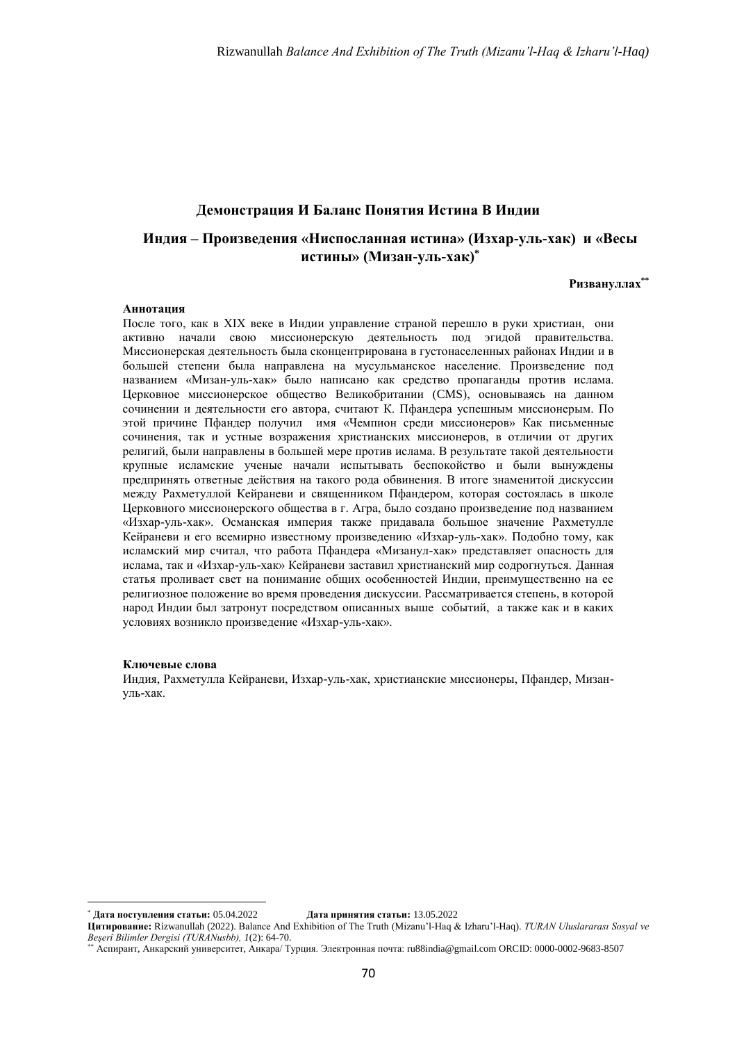# Демонстрация И Баланс Понятия Истина В Индии

## Индия – Произведения «Ниспосланная истина» (Изхар-уль-хак) и «Весы истины» (Мизан-уль-хак)[*]

**Ризвануллах**[**]

**Аннотация**

После того, как в XIX веке в Индии управление страной перешло в руки христиан, они активно начали свою миссионерскую деятельность под эгидой правительства. Миссионерская деятельность была сконцентрирована в густонаселенных районах Индии и в большей степени была направлена на мусульманское население. Произведение под названием «Мизан-уль-хак» было написано как средство пропаганды против ислама. Церковное миссионерское общество Великобритании (CMS), основываясь на данном сочинении и деятельности его автора, считают К. Пфандера успешным миссионерым. По этой причине Пфандер получил имя «Чемпион среди миссионеров» Как письменные сочинения, так и устные возражения христианских миссионеров, в отличии от других религий, были направлены в большей мере против ислама. В результате такой деятельности крупные исламские ученые начали испытывать беспокойство и были вынуждены предпринять ответные действия на такого рода обвинения. В итоге знаменитой дискуссии между Рахметуллой Кейраневи и священником Пфандером, которая состоялась в школе Церковного миссионерского общества в г. Агра, было создано произведение под названием «Изхар-уль-хак». Османская империя также придавала большое значение Рахметулле Кейраневи и его всемирно известному произведению «Изхар-уль-хак». Подобно тому, как исламский мир считал, что работа Пфандера «Мизанул-хак» представляет опасность для ислама, так и «Изхар-уль-хак» Кейраневи заставил христианский мир содрогнуться. Данная статья проливает свет на понимание общих особенностей Индии, преимущественно на ее религиозное положение во время проведения дискуссии. Рассматривается степень, в которой народ Индии был затронут посредством описанных выше событий, а также как и в каких условиях возникло произведение «Изхар-уль-хак».

**Ключевые слова**

Индия, Рахметулла Кейраневи, Изхар-уль-хак, христианские миссионеры, Пфандер, Мизан-уль-хак.

---

[*] **Дата поступления статьи:** 05.04.2022 **Дата принятия статьи:** 13.05.2022

**Цитирование:** Rizwanullah (2022). Balance And Exhibition of The Truth (Mizanu'l-Haq & Izharu'l-Haq). *TURAN Uluslararası Sosyal ve Beşerî Bilimler Dergisi (TURANusbb), 1*(2): 64-70.

[**] Аспирант, Анкарский университет, Анкара/ Турция. Электронная почта: ru88india@gmail.com ORCID: 0000-0002-9683-8507